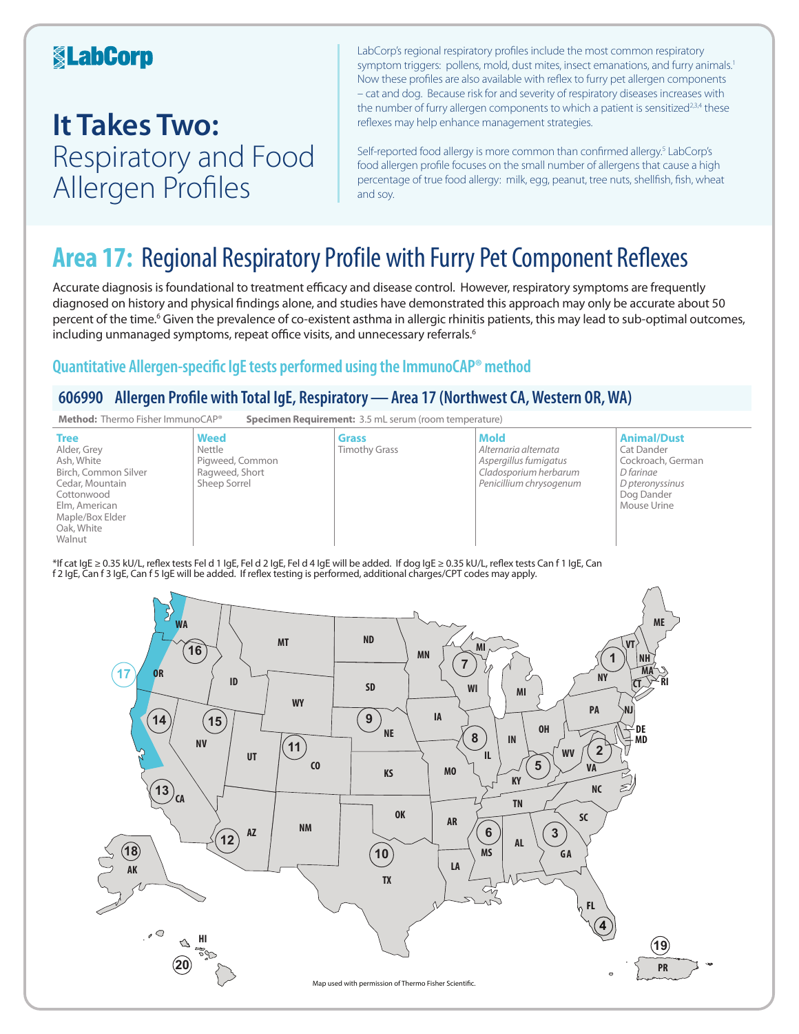LabCorp

# It Takes Two: Respiratory and Food Allergen Profiles

LabCorp's regional respiratory profiles include the most common respiratory symptom triggers: pollens, mold, dust mites, insect emanations, and furry animals.[1] Now these profiles are also available with reflex to furry pet allergen components – cat and dog. Because risk for and severity of respiratory diseases increases with the number of furry allergen components to which a patient is sensitized[2,3,4] these reflexes may help enhance management strategies.

Self-reported food allergy is more common than confirmed allergy.[5] LabCorp's food allergen profile focuses on the small number of allergens that cause a high percentage of true food allergy: milk, egg, peanut, tree nuts, shellfish, fish, wheat and soy.

## Area 17: Regional Respiratory Profile with Furry Pet Component Reflexes

Accurate diagnosis is foundational to treatment efficacy and disease control. However, respiratory symptoms are frequently diagnosed on history and physical findings alone, and studies have demonstrated this approach may only be accurate about 50 percent of the time.[6] Given the prevalence of co-existent asthma in allergic rhinitis patients, this may lead to sub-optimal outcomes, including unmanaged symptoms, repeat office visits, and unnecessary referrals.[6]

### Quantitative Allergen-specific IgE tests performed using the ImmunoCAP® method

### 606990 Allergen Profile with Total IgE, Respiratory — Area 17 (Northwest CA, Western OR, WA)

**Method:** Thermo Fisher ImmunoCAP® **Specimen Requirement:** 3.5 mL serum (room temperature)

| Tree | Weed | Grass | Mold | Animal/Dust |
|---|---|---|---|---|
| Alder, Grey | Nettle | Timothy Grass | *Alternaria alternata* | Cat Dander |
| Ash, White | Pigweed, Common | | *Aspergillus fumigatus* | Cockroach, German |
| Birch, Common Silver | Ragweed, Short | | *Cladosporium herbarum* | *D farinae* |
| Cedar, Mountain | Sheep Sorrel | | *Penicillium chrysogenum* | *D pteronyssinus* |
| Cottonwood | | | | Dog Dander |
| Elm, American | | | | Mouse Urine |
| Maple/Box Elder | | | | |
| Oak, White | | | | |
| Walnut | | | | |

*If cat IgE ≥ 0.35 kU/L, reflex tests Fel d 1 IgE, Fel d 2 IgE, Fel d 4 IgE will be added. If dog IgE ≥ 0.35 kU/L, reflex tests Can f 1 IgE, Can f 2 IgE, Can f 3 IgE, Can f 5 IgE will be added. If reflex testing is performed, additional charges/CPT codes may apply.

Map used with permission of Thermo Fisher Scientific.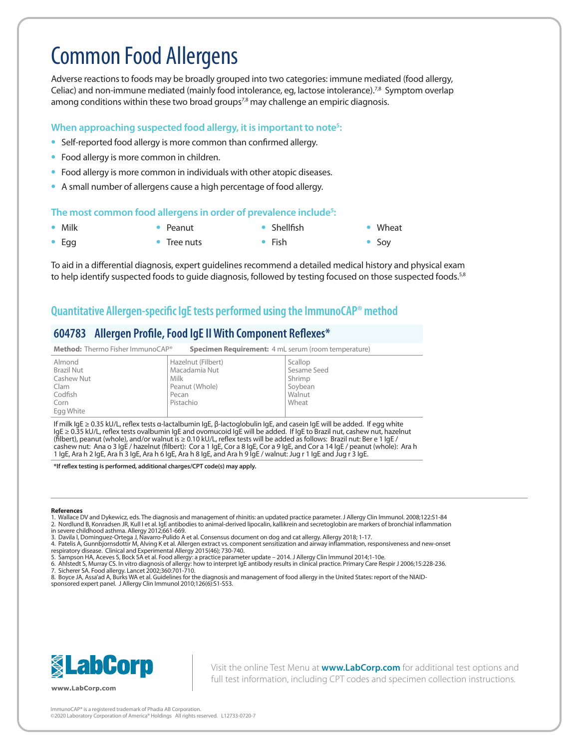# Common Food Allergens

Adverse reactions to foods may be broadly grouped into two categories: immune mediated (food allergy, Celiac) and non-immune mediated (mainly food intolerance, eg, lactose intolerance).[7,8] Symptom overlap among conditions within these two broad groups[7,8] may challenge an empiric diagnosis.

### When approaching suspected food allergy, it is important to note[5]:

- Self-reported food allergy is more common than confirmed allergy.
- Food allergy is more common in children.
- Food allergy is more common in individuals with other atopic diseases.
- A small number of allergens cause a high percentage of food allergy.

### The most common food allergens in order of prevalence include[5]:

- Milk
- Egg
- Peanut
- Tree nuts
- Shellfish
- Fish
- Wheat
- Soy

To aid in a differential diagnosis, expert guidelines recommend a detailed medical history and physical exam to help identify suspected foods to guide diagnosis, followed by testing focused on those suspected foods.[5,8]

## Quantitative Allergen-specific IgE tests performed using the ImmunoCAP® method

### 604783 Allergen Profile, Food IgE II With Component Reflexes*

**Method:** Thermo Fisher ImmunoCAP® **Specimen Requirement:** 4 mL serum (room temperature)

| | | |
|---|---|---|
| Almond | Hazelnut (Filbert) | Scallop |
| Brazil Nut | Macadamia Nut | Sesame Seed |
| Cashew Nut | Milk | Shrimp |
| Clam | Peanut (Whole) | Soybean |
| Codfish | Pecan | Walnut |
| Corn | Pistachio | Wheat |
| Egg White | | |

If milk IgE ≥ 0.35 kU/L, reflex tests α-lactalbumin IgE, β-lactoglobulin IgE, and casein IgE will be added. If egg white IgE ≥ 0.35 kU/L, reflex tests ovalbumin IgE and ovomucoid IgE will be added. If IgE to Brazil nut, cashew nut, hazelnut (filbert), peanut (whole), and/or walnut is ≥ 0.10 kU/L, reflex tests will be added as follows: Brazil nut: Ber e 1 IgE / cashew nut: Ana o 3 IgE / hazelnut (filbert): Cor a 1 IgE, Cor a 8 IgE, Cor a 9 IgE, and Cor a 14 IgE / peanut (whole): Ara h 1 IgE, Ara h 2 IgE, Ara h 3 IgE, Ara h 6 IgE, Ara h 8 IgE, and Ara h 9 IgE / walnut: Jug r 1 IgE and Jug r 3 IgE.

**\*If reflex testing is performed, additional charges/CPT code(s) may apply.**

**References**

1. Wallace DV and Dykewicz, eds. The diagnosis and management of rhinitis: an updated practice parameter. J Allergy Clin Immunol. 2008;122:S1-84
2. Nordlund B, Konradsen JR, Kull I et al. IgE antibodies to animal-derived lipocalin, kallikrein and secretoglobin are markers of bronchial inflammation in severe childhood asthma. Allergy 2012;661-669.
3. Davila I, Dominguez-Ortega J, Navarro-Pulido A et al. Consensus document on dog and cat allergy. Allergy 2018; 1-17.
4. Patelis A, Gunnbjornsdottir M, Alving K et al. Allergen extract vs. component sensitization and airway inflammation, responsiveness and new-onset respiratory disease. Clinical and Experimental Allergy 2015(46); 730-740.
5. Sampson HA, Aceves S, Bock SA et al. Food allergy: a practice parameter update – 2014. J Allergy Clin Immunol 2014;1-10e.
6. Ahlstedt S, Murray CS. In vitro diagnosis of allergy: how to interpret IgE antibody results in clinical practice. Primary Care Respir J 2006;15:228-236.
7. Sicherer SA. Food allergy. Lancet 2002;360:701-710.
8. Boyce JA, Assa'ad A, Burks WA et al. Guidelines for the diagnosis and management of food allergy in the United States: report of the NIAID-sponsored expert panel. J Allergy Clin Immunol 2010;126(6):S1-S53.

LabCorp

www.LabCorp.com

Visit the online Test Menu at **www.LabCorp.com** for additional test options and full test information, including CPT codes and specimen collection instructions.

ImmunoCAP® is a registered trademark of Phadia AB Corporation.
©2020 Laboratory Corporation of America® Holdings All rights reserved. L12733-0720-7